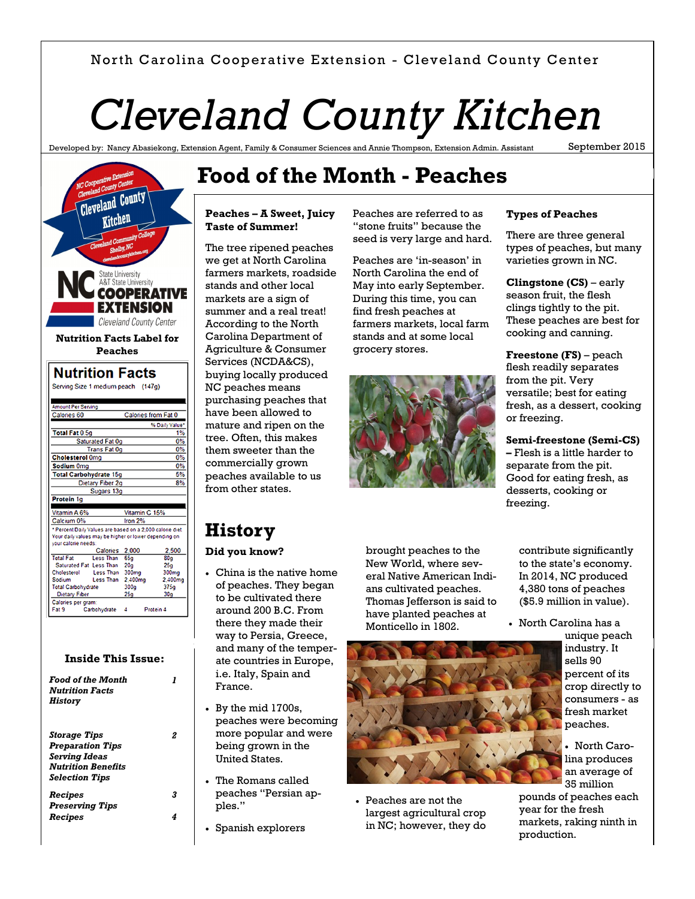North Carolina Cooperative Extension - Cleveland County Center

# Cleveland County Kitchen

Developed by: Nancy Abasiekong, Extension Agent, Family & Consumer Sciences and Annie Thompson, Extension Admin. Assistant

September 2015

**Nutrition Facts Label for Peaches**

**Nutrition Facts**

Serving Size 1 medium peach (147g)

| Amount Per Serving | |
|---|---|
| Calories 60 | Calories from Fat 0 |
| | % Daily Value* |
| **Total Fat** 0.5g | 1% |
| Saturated Fat 0g | 0% |
| Trans Fat 0g | 0% |
| **Cholesterol** 0mg | 0% |
| **Sodium** 0mg | 0% |
| **Total Carbohydrate** 15g | 5% |
| Dietary Fiber 2g | 8% |
| Sugars 13g | |
| **Protein** 1g | |

| | |
|---|---|
| Vitamin A 6% | Vitamin C 15% |
| Calcium 0% | Iron 2% |

* Percent Daily Values are based on a 2,000 calorie diet. Your daily values may be higher or lower depending on your calorie needs.

| | Calories | 2,000 | 2,500 |
|---|---|---|---|
| Total Fat | Less Than | 65g | 80g |
| Saturated Fat | Less Than | 20g | 25g |
| Cholesterol | Less Than | 300mg | 300mg |
| Sodium | Less Than | 2,400mg | 2,400mg |
| Total Carbohydrate | | 300g | 375g |
| Dietary Fiber | | 25g | 30g |

Calories per gram:
Fat 9 Carbohydrate 4 Protein 4

**Inside This Issue:**

| | |
|---|---|
| ***Food of the Month*** ***Nutrition Facts*** ***History*** | *1* |
| ***Storage Tips*** ***Preparation Tips*** ***Serving Ideas*** ***Nutrition Benefits*** ***Selection Tips*** | *2* |
| ***Recipes*** ***Preserving Tips*** | *3* |
| ***Recipes*** | *4* |

## Food of the Month - Peaches

**Peaches – A Sweet, Juicy Taste of Summer!**

The tree ripened peaches we get at North Carolina farmers markets, roadside stands and other local markets are a sign of summer and a real treat! According to the North Carolina Department of Agriculture & Consumer Services (NCDA&CS), buying locally produced NC peaches means purchasing peaches that have been allowed to mature and ripen on the tree. Often, this makes them sweeter than the commercially grown peaches available to us from other states.

Peaches are referred to as "stone fruits" because the seed is very large and hard.

Peaches are 'in-season' in North Carolina the end of May into early September. During this time, you can find fresh peaches at farmers markets, local farm stands and at some local grocery stores.

**Types of Peaches**

There are three general types of peaches, but many varieties grown in NC.

**Clingstone (CS)** – early season fruit, the flesh clings tightly to the pit. These peaches are best for cooking and canning.

**Freestone (FS)** – peach flesh readily separates from the pit. Very versatile; best for eating fresh, as a dessert, cooking or freezing.

**Semi-freestone (Semi-CS) –** Flesh is a little harder to separate from the pit. Good for eating fresh, as desserts, cooking or freezing.

## History

**Did you know?**

- China is the native home of peaches. They began to be cultivated there around 200 B.C. From there they made their way to Persia, Greece, and many of the temperate countries in Europe, i.e. Italy, Spain and France.
- By the mid 1700s, peaches were becoming more popular and were being grown in the United States.
- The Romans called peaches "Persian apples."
- Spanish explorers brought peaches to the New World, where several Native American Indians cultivated peaches. Thomas Jefferson is said to have planted peaches at Monticello in 1802.
- Peaches are not the largest agricultural crop in NC; however, they do contribute significantly to the state's economy. In 2014, NC produced 4,380 tons of peaches ($5.9 million in value).
- North Carolina has a unique peach industry. It sells 90 percent of its crop directly to consumers - as fresh market peaches.
- North Carolina produces an average of 35 million pounds of peaches each year for the fresh markets, raking ninth in production.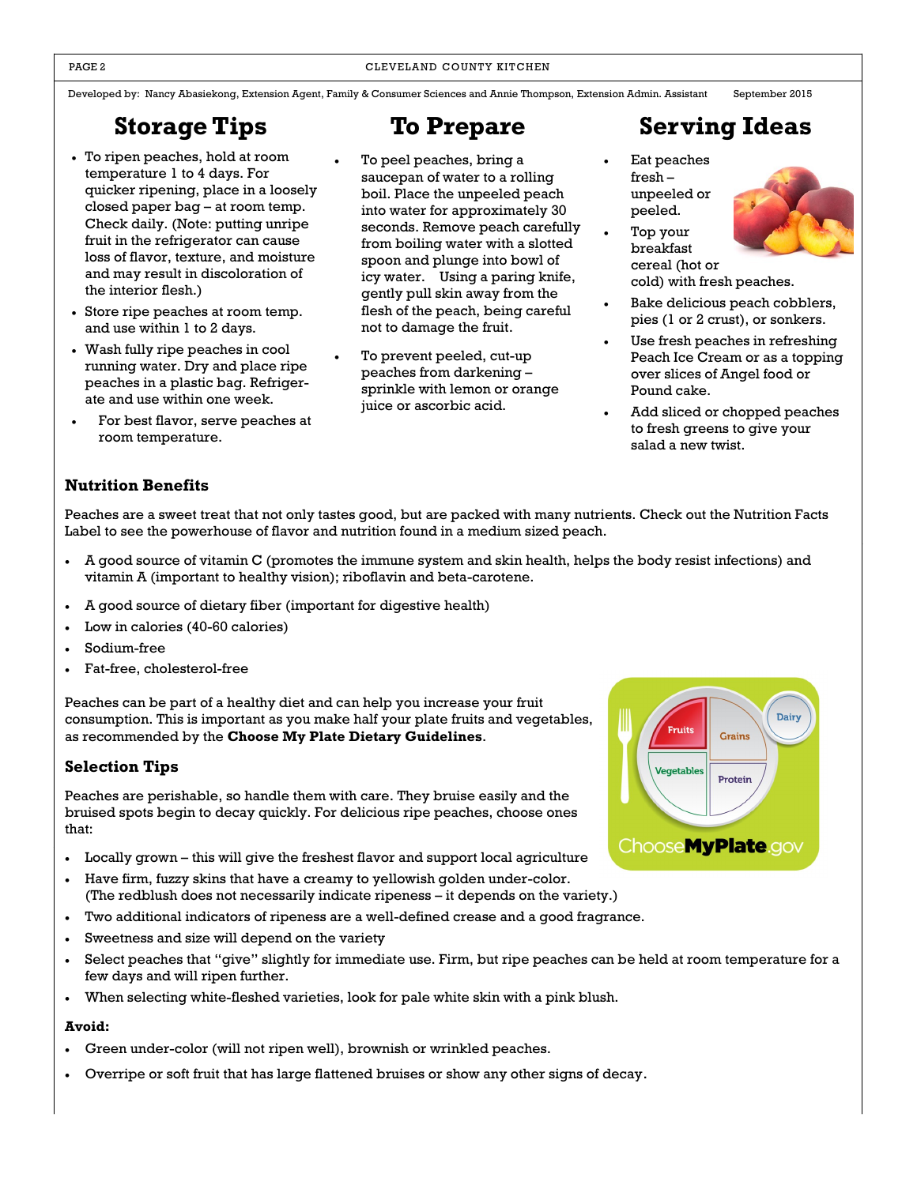Developed by: Nancy Abasiekong, Extension Agent, Family & Consumer Sciences and Annie Thompson, Extension Admin. Assistant September 2015

## Storage Tips

- To ripen peaches, hold at room temperature 1 to 4 days. For quicker ripening, place in a loosely closed paper bag – at room temp. Check daily. (Note: putting unripe fruit in the refrigerator can cause loss of flavor, texture, and moisture and may result in discoloration of the interior flesh.)
- Store ripe peaches at room temp. and use within 1 to 2 days.
- Wash fully ripe peaches in cool running water. Dry and place ripe peaches in a plastic bag. Refrigerate and use within one week.
- For best flavor, serve peaches at room temperature.

## To Prepare

- To peel peaches, bring a saucepan of water to a rolling boil. Place the unpeeled peach into water for approximately 30 seconds. Remove peach carefully from boiling water with a slotted spoon and plunge into bowl of icy water. Using a paring knife, gently pull skin away from the flesh of the peach, being careful not to damage the fruit.
- To prevent peeled, cut-up peaches from darkening – sprinkle with lemon or orange juice or ascorbic acid.

## Serving Ideas

- Eat peaches fresh – unpeeled or peeled.
- Top your breakfast cereal (hot or cold) with fresh peaches.
- Bake delicious peach cobblers, pies (1 or 2 crust), or sonkers.
- Use fresh peaches in refreshing Peach Ice Cream or as a topping over slices of Angel food or Pound cake.
- Add sliced or chopped peaches to fresh greens to give your salad a new twist.

### Nutrition Benefits

Peaches are a sweet treat that not only tastes good, but are packed with many nutrients. Check out the Nutrition Facts Label to see the powerhouse of flavor and nutrition found in a medium sized peach.

- A good source of vitamin C (promotes the immune system and skin health, helps the body resist infections) and vitamin A (important to healthy vision); riboflavin and beta-carotene.
- A good source of dietary fiber (important for digestive health)
- Low in calories (40-60 calories)
- Sodium-free
- Fat-free, cholesterol-free

Peaches can be part of a healthy diet and can help you increase your fruit consumption. This is important as you make half your plate fruits and vegetables, as recommended by the **Choose My Plate Dietary Guidelines**.

### Selection Tips

Peaches are perishable, so handle them with care. They bruise easily and the bruised spots begin to decay quickly. For delicious ripe peaches, choose ones that:

- Locally grown – this will give the freshest flavor and support local agriculture
- Have firm, fuzzy skins that have a creamy to yellowish golden under-color. (The redblush does not necessarily indicate ripeness – it depends on the variety.)
- Two additional indicators of ripeness are a well-defined crease and a good fragrance.
- Sweetness and size will depend on the variety
- Select peaches that "give" slightly for immediate use. Firm, but ripe peaches can be held at room temperature for a few days and will ripen further.
- When selecting white-fleshed varieties, look for pale white skin with a pink blush.

**Avoid:**

- Green under-color (will not ripen well), brownish or wrinkled peaches.
- Overripe or soft fruit that has large flattened bruises or show any other signs of decay.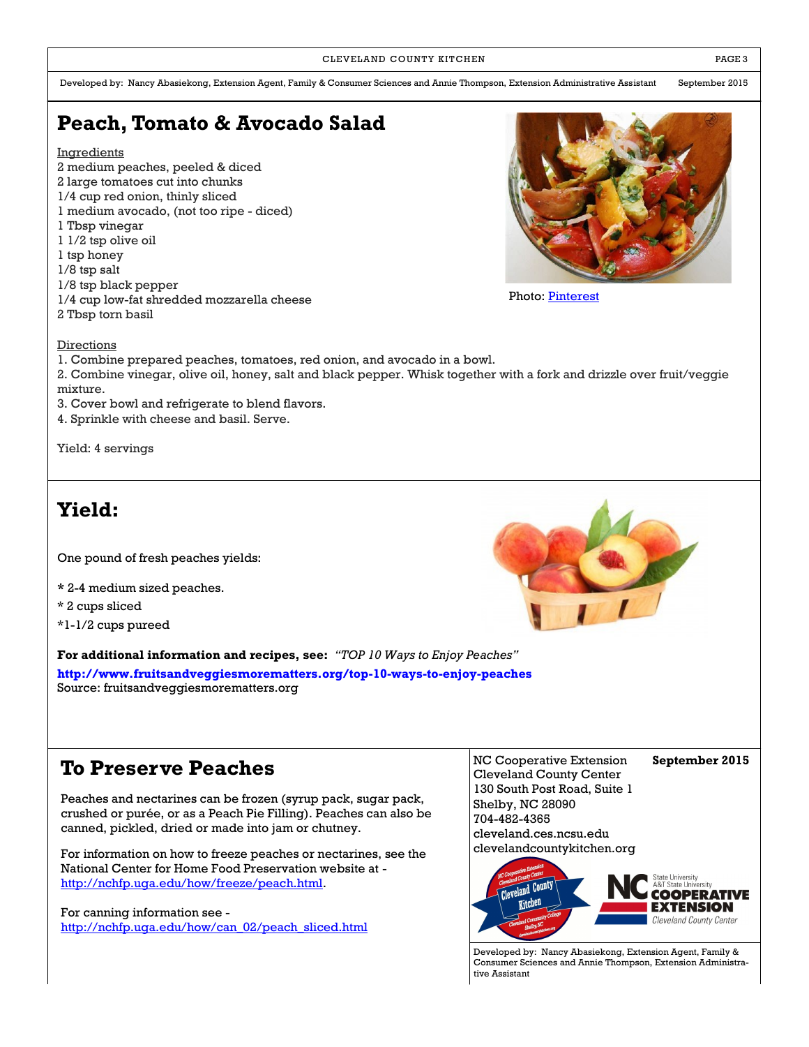# Peach, Tomato & Avocado Salad

Ingredients

2 medium peaches, peeled & diced
2 large tomatoes cut into chunks
1/4 cup red onion, thinly sliced
1 medium avocado, (not too ripe - diced)
1 Tbsp vinegar
1 1/2 tsp olive oil
1 tsp honey
1/8 tsp salt
1/8 tsp black pepper
1/4 cup low-fat shredded mozzarella cheese
2 Tbsp torn basil

Photo: [Pinterest]

Directions

1. Combine prepared peaches, tomatoes, red onion, and avocado in a bowl.
2. Combine vinegar, olive oil, honey, salt and black pepper. Whisk together with a fork and drizzle over fruit/veggie mixture.
3. Cover bowl and refrigerate to blend flavors.
4. Sprinkle with cheese and basil. Serve.

Yield: 4 servings

# Yield:

One pound of fresh peaches yields:

* 2-4 medium sized peaches.
* 2 cups sliced
*1-1/2 cups pureed

**For additional information and recipes, see:** *"TOP 10 Ways to Enjoy Peaches"*

**http://www.fruitsandveggiesmorematters.org/top-10-ways-to-enjoy-peaches**

Source: fruitsandveggiesmorematters.org

# To Preserve Peaches

Peaches and nectarines can be frozen (syrup pack, sugar pack, crushed or purée, or as a Peach Pie Filling). Peaches can also be canned, pickled, dried or made into jam or chutney.

For information on how to freeze peaches or nectarines, see the National Center for Home Food Preservation website at - http://nchfp.uga.edu/how/freeze/peach.html.

For canning information see - http://nchfp.uga.edu/how/can_02/peach_sliced.html

NC Cooperative Extension
Cleveland County Center
130 South Post Road, Suite 1
Shelby, NC 28090
704-482-4365
cleveland.ces.ncsu.edu
clevelandcountykitchen.org

**September 2015**

Developed by: Nancy Abasiekong, Extension Agent, Family & Consumer Sciences and Annie Thompson, Extension Administrative Assistant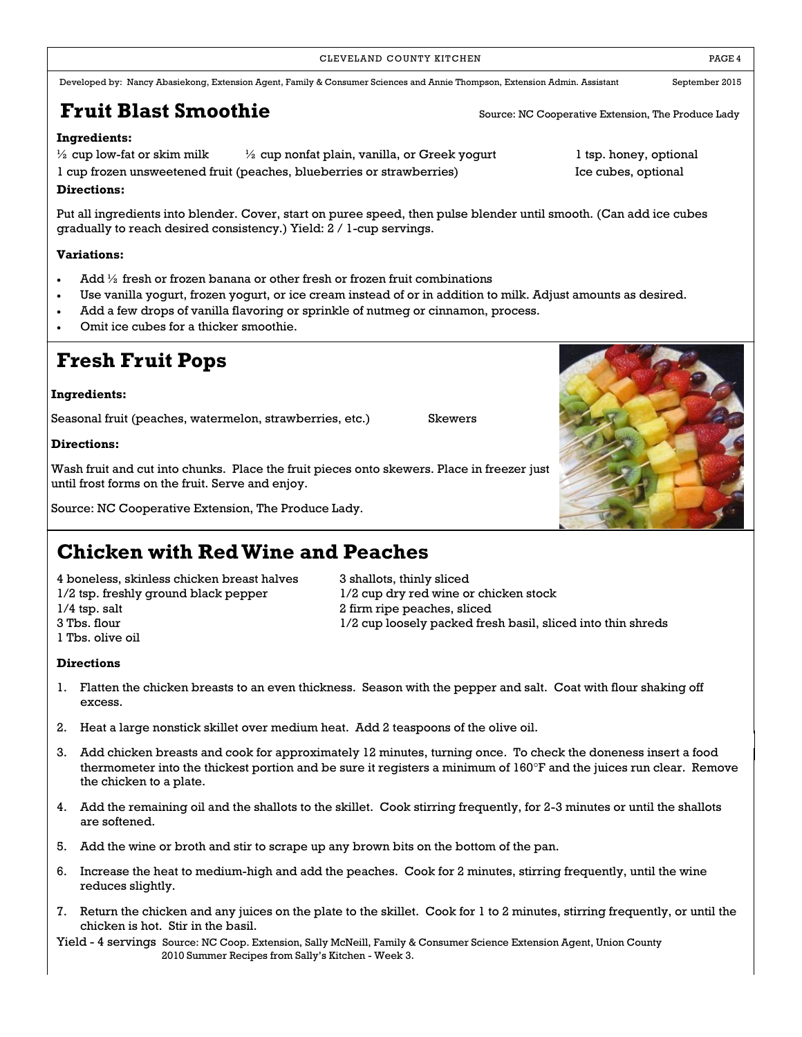Developed by: Nancy Abasiekong, Extension Agent, Family & Consumer Sciences and Annie Thompson, Extension Admin. Assistant September 2015

## Fruit Blast Smoothie

Source: NC Cooperative Extension, The Produce Lady

**Ingredients:**

½ cup low-fat or skim milk
½ cup nonfat plain, vanilla, or Greek yogurt
1 tsp. honey, optional
1 cup frozen unsweetened fruit (peaches, blueberries or strawberries)
Ice cubes, optional

**Directions:**

Put all ingredients into blender. Cover, start on puree speed, then pulse blender until smooth. (Can add ice cubes gradually to reach desired consistency.) Yield: 2 / 1-cup servings.

**Variations:**

- Add ½ fresh or frozen banana or other fresh or frozen fruit combinations
- Use vanilla yogurt, frozen yogurt, or ice cream instead of or in addition to milk. Adjust amounts as desired.
- Add a few drops of vanilla flavoring or sprinkle of nutmeg or cinnamon, process.
- Omit ice cubes for a thicker smoothie.

## Fresh Fruit Pops

**Ingredients:**

Seasonal fruit (peaches, watermelon, strawberries, etc.)
Skewers

**Directions:**

Wash fruit and cut into chunks. Place the fruit pieces onto skewers. Place in freezer just until frost forms on the fruit. Serve and enjoy.

Source: NC Cooperative Extension, The Produce Lady.

## Chicken with Red Wine and Peaches

4 boneless, skinless chicken breast halves
1/2 tsp. freshly ground black pepper
1/4 tsp. salt
3 Tbs. flour
1 Tbs. olive oil
3 shallots, thinly sliced
1/2 cup dry red wine or chicken stock
2 firm ripe peaches, sliced
1/2 cup loosely packed fresh basil, sliced into thin shreds

**Directions**

1. Flatten the chicken breasts to an even thickness. Season with the pepper and salt. Coat with flour shaking off excess.
2. Heat a large nonstick skillet over medium heat. Add 2 teaspoons of the olive oil.
3. Add chicken breasts and cook for approximately 12 minutes, turning once. To check the doneness insert a food thermometer into the thickest portion and be sure it registers a minimum of 160°F and the juices run clear. Remove the chicken to a plate.
4. Add the remaining oil and the shallots to the skillet. Cook stirring frequently, for 2-3 minutes or until the shallots are softened.
5. Add the wine or broth and stir to scrape up any brown bits on the bottom of the pan.
6. Increase the heat to medium-high and add the peaches. Cook for 2 minutes, stirring frequently, until the wine reduces slightly.
7. Return the chicken and any juices on the plate to the skillet. Cook for 1 to 2 minutes, stirring frequently, or until the chicken is hot. Stir in the basil.

Yield - 4 servings Source: NC Coop. Extension, Sally McNeill, Family & Consumer Science Extension Agent, Union County 2010 Summer Recipes from Sally's Kitchen - Week 3.